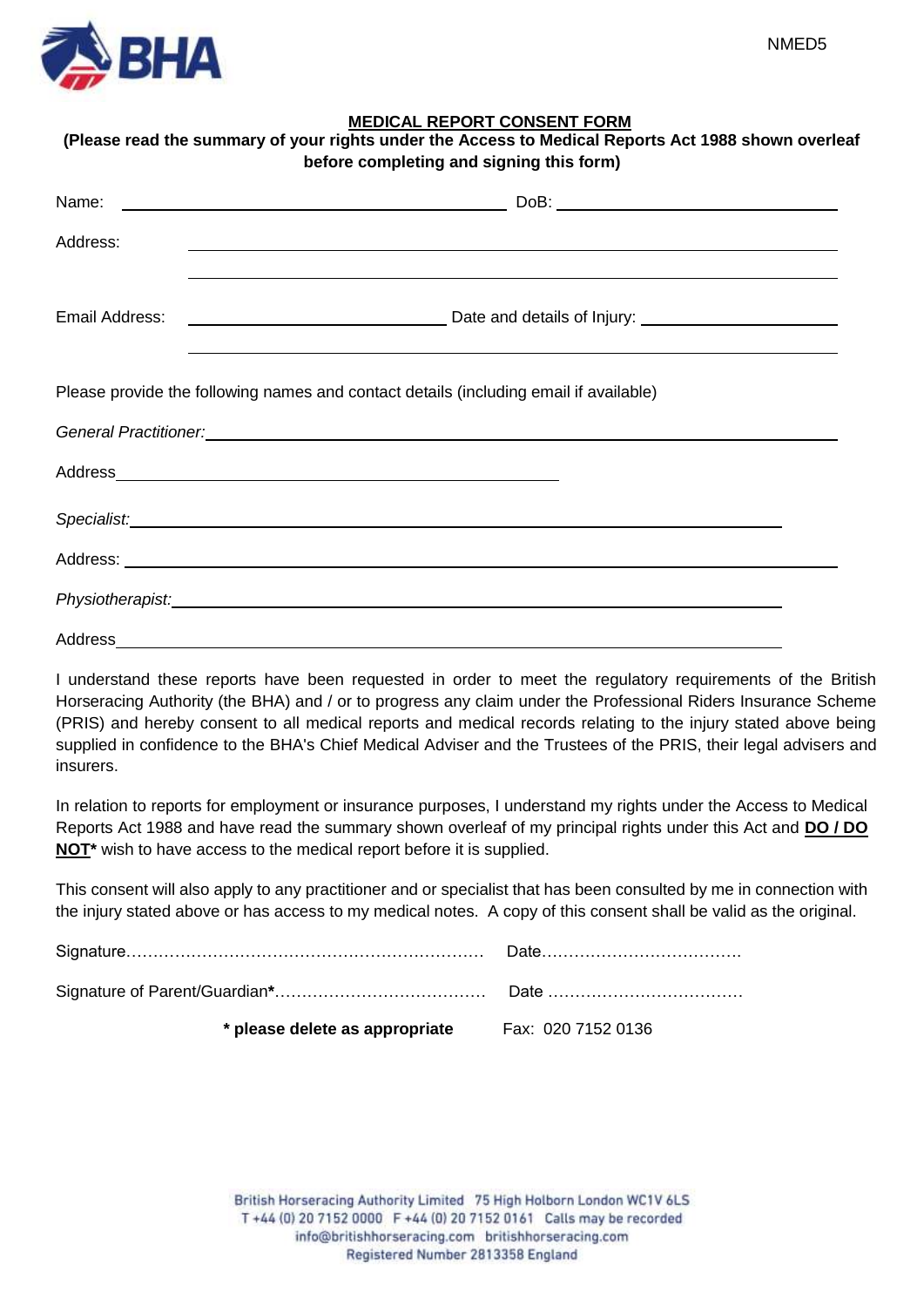NMED5

# MEDICAL REPORT CONSENT FORM

**(Please read the summary of your rights under the Access to Medical Reports Act 1988 shown overleaf before completing and signing this form)**

Name: ______________________________ DoB: ______________________

Address: ______________________________________________________

______________________________________________________

Email Address: ______________________ Date and details of Injury: ______________________

______________________________________________________

Please provide the following names and contact details (including email if available)

*General Practitioner:* ______________________________________________

Address ______________________________

*Specialist:* ______________________________________________

Address: ______________________________________________

*Physiotherapist:* ______________________________________________

Address ______________________________________________

I understand these reports have been requested in order to meet the regulatory requirements of the British Horseracing Authority (the BHA) and / or to progress any claim under the Professional Riders Insurance Scheme (PRIS) and hereby consent to all medical reports and medical records relating to the injury stated above being supplied in confidence to the BHA's Chief Medical Adviser and the Trustees of the PRIS, their legal advisers and insurers.

In relation to reports for employment or insurance purposes, I understand my rights under the Access to Medical Reports Act 1988 and have read the summary shown overleaf of my principal rights under this Act and **DO / DO NOT*** wish to have access to the medical report before it is supplied.

This consent will also apply to any practitioner and or specialist that has been consulted by me in connection with the injury stated above or has access to my medical notes. A copy of this consent shall be valid as the original.

Signature………………………………………………………… Date……………………………….

Signature of Parent/Guardian*………………………………… Date ……………………………….

**\* please delete as appropriate** Fax: 020 7152 0136

British Horseracing Authority Limited 75 High Holborn London WC1V 6LS
T +44 (0) 20 7152 0000 F +44 (0) 20 7152 0161 Calls may be recorded
info@britishhorseracing.com britishhorseracing.com
Registered Number 2813358 England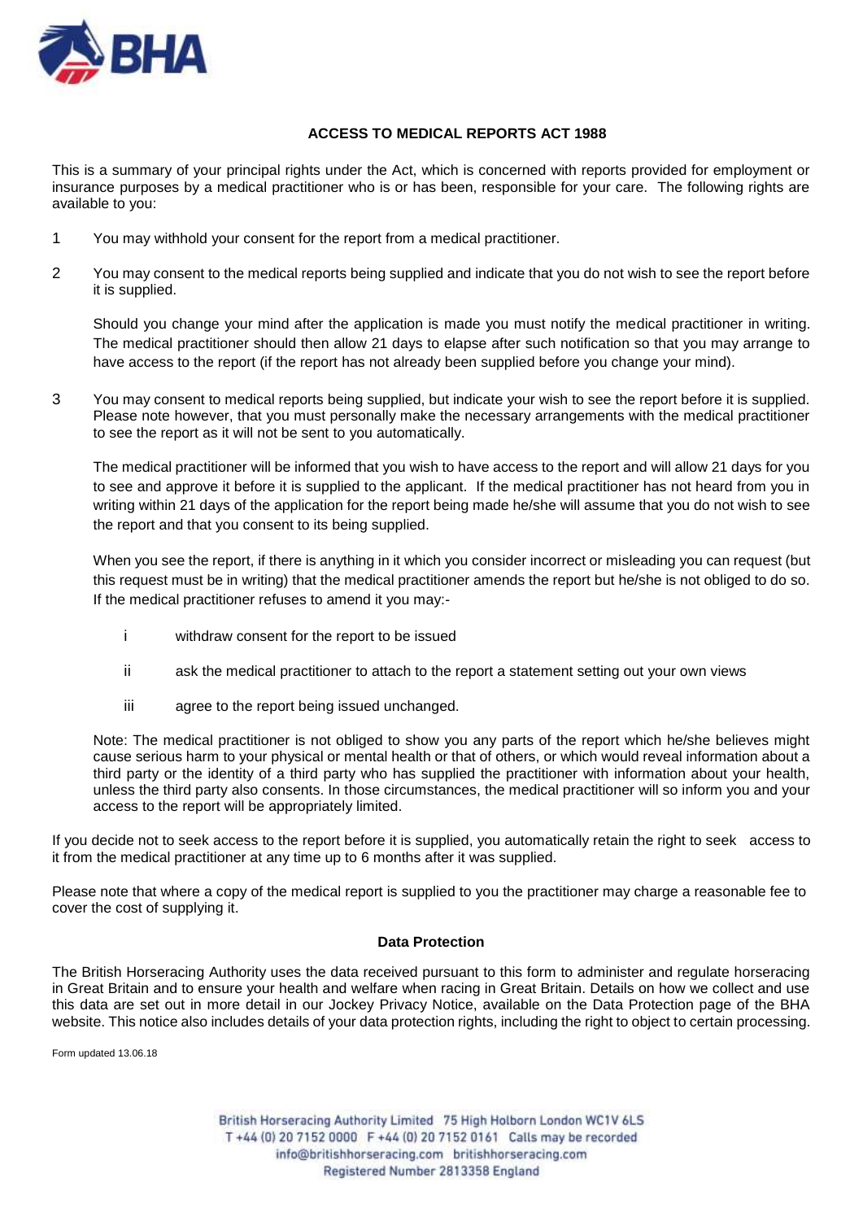## ACCESS TO MEDICAL REPORTS ACT 1988

This is a summary of your principal rights under the Act, which is concerned with reports provided for employment or insurance purposes by a medical practitioner who is or has been, responsible for your care. The following rights are available to you:

1. You may withhold your consent for the report from a medical practitioner.

2. You may consent to the medical reports being supplied and indicate that you do not wish to see the report before it is supplied.

   Should you change your mind after the application is made you must notify the medical practitioner in writing. The medical practitioner should then allow 21 days to elapse after such notification so that you may arrange to have access to the report (if the report has not already been supplied before you change your mind).

3. You may consent to medical reports being supplied, but indicate your wish to see the report before it is supplied. Please note however, that you must personally make the necessary arrangements with the medical practitioner to see the report as it will not be sent to you automatically.

   The medical practitioner will be informed that you wish to have access to the report and will allow 21 days for you to see and approve it before it is supplied to the applicant. If the medical practitioner has not heard from you in writing within 21 days of the application for the report being made he/she will assume that you do not wish to see the report and that you consent to its being supplied.

   When you see the report, if there is anything in it which you consider incorrect or misleading you can request (but this request must be in writing) that the medical practitioner amends the report but he/she is not obliged to do so. If the medical practitioner refuses to amend it you may:-

   i. withdraw consent for the report to be issued

   ii. ask the medical practitioner to attach to the report a statement setting out your own views

   iii. agree to the report being issued unchanged.

   Note: The medical practitioner is not obliged to show you any parts of the report which he/she believes might cause serious harm to your physical or mental health or that of others, or which would reveal information about a third party or the identity of a third party who has supplied the practitioner with information about your health, unless the third party also consents. In those circumstances, the medical practitioner will so inform you and your access to the report will be appropriately limited.

If you decide not to seek access to the report before it is supplied, you automatically retain the right to seek access to it from the medical practitioner at any time up to 6 months after it was supplied.

Please note that where a copy of the medical report is supplied to you the practitioner may charge a reasonable fee to cover the cost of supplying it.

### Data Protection

The British Horseracing Authority uses the data received pursuant to this form to administer and regulate horseracing in Great Britain and to ensure your health and welfare when racing in Great Britain. Details on how we collect and use this data are set out in more detail in our Jockey Privacy Notice, available on the Data Protection page of the BHA website. This notice also includes details of your data protection rights, including the right to object to certain processing.

Form updated 13.06.18

British Horseracing Authority Limited 75 High Holborn London WC1V 6LS
T +44 (0) 20 7152 0000 F +44 (0) 20 7152 0161 Calls may be recorded
info@britishhorseracing.com britishhorseracing.com
Registered Number 2813358 England